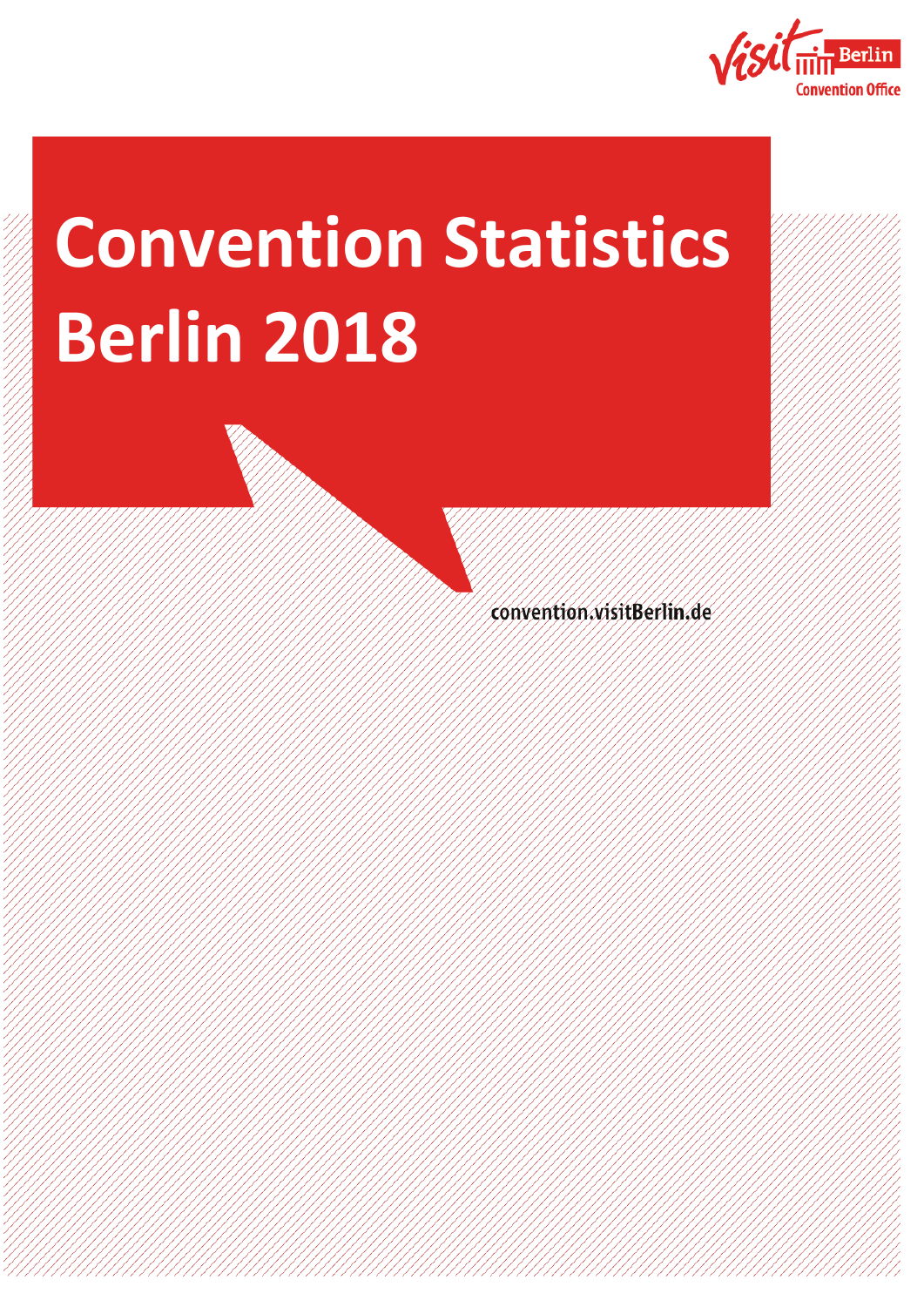Visit Berlin Convention Office

# Convention Statistics Berlin 2018

convention.visitBerlin.de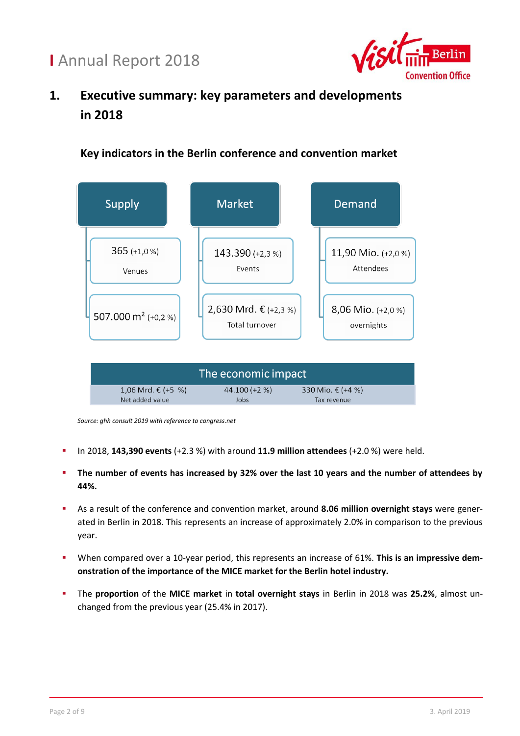# 1. Executive summary: key parameters and developments in 2018

## Key indicators in the Berlin conference and convention market

| Supply | Market | Demand |
| --- | --- | --- |
| 365 (+1,0 %) Venues | 143.390 (+2,3 %) Events | 11,90 Mio. (+2,0 %) Attendees |
| 507.000 $m^2$ (+0,2 %) | 2,630 Mrd. € (+2,3 %) Total turnover | 8,06 Mio. (+2,0 %) overnights |

| The economic impact | | |
| --- | --- | --- |
| 1,06 Mrd. € (+5 %) Net added value | 44.100 (+2 %) Jobs | 330 Mio. € (+4 %) Tax revenue |

*Source: ghh consult 2019 with reference to congress.net*

- In 2018, **143,390 events** (+2.3 %) with around **11.9 million attendees** (+2.0 %) were held.
- **The number of events has increased by 32% over the last 10 years and the number of attendees by 44%.**
- As a result of the conference and convention market, around **8.06 million overnight stays** were generated in Berlin in 2018. This represents an increase of approximately 2.0% in comparison to the previous year.
- When compared over a 10-year period, this represents an increase of 61%. **This is an impressive demonstration of the importance of the MICE market for the Berlin hotel industry.**
- The **proportion** of the **MICE market** in **total overnight stays** in Berlin in 2018 was **25.2%**, almost unchanged from the previous year (25.4% in 2017).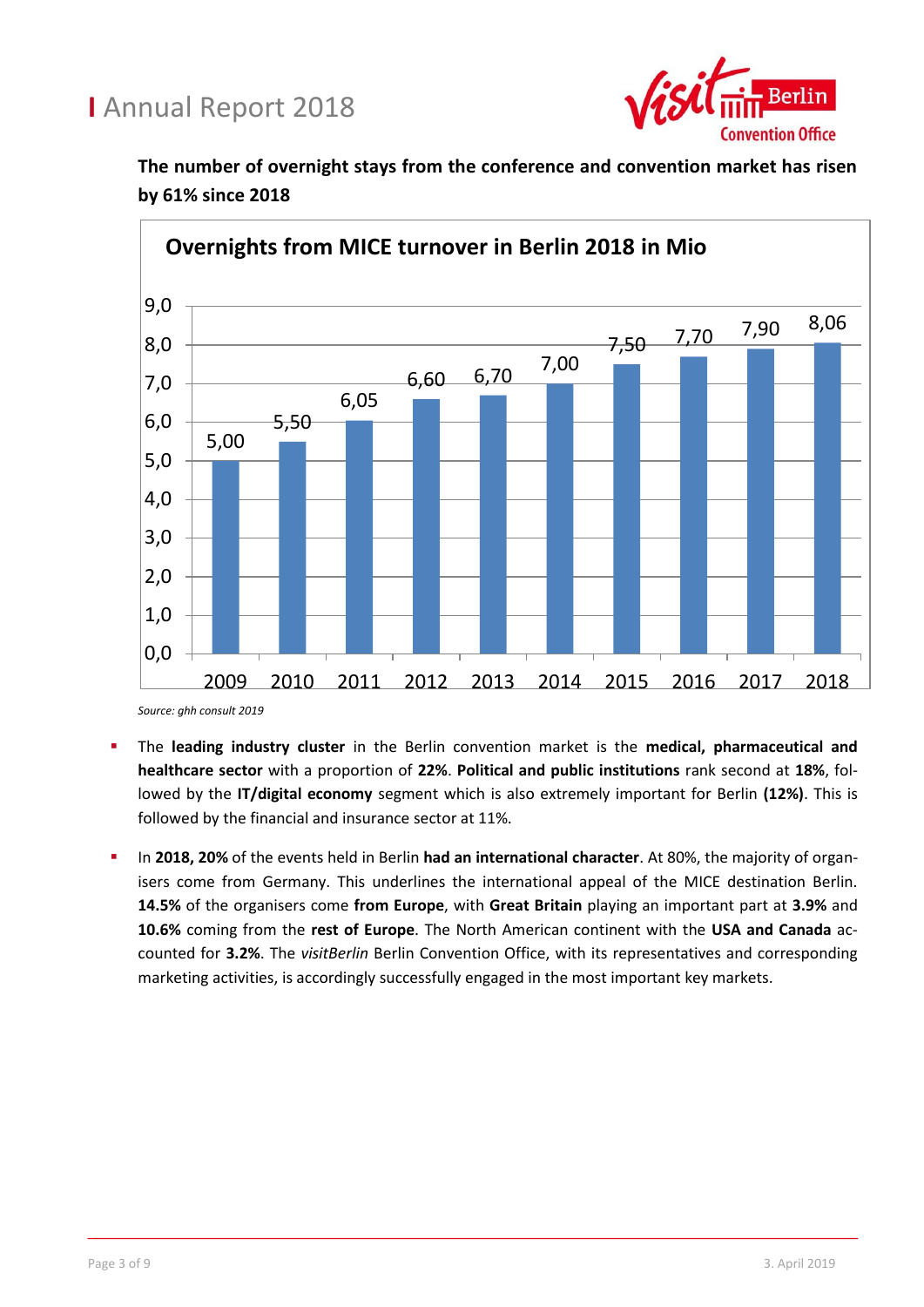**The number of overnight stays from the conference and convention market has risen by 61% since 2018**

**Overnights from MICE turnover in Berlin 2018 in Mio**

| Year | Overnights (Mio) |
|---|---|
| 2009 | 5,00 |
| 2010 | 5,50 |
| 2011 | 6,05 |
| 2012 | 6,60 |
| 2013 | 6,70 |
| 2014 | 7,00 |
| 2015 | 7,50 |
| 2016 | 7,70 |
| 2017 | 7,90 |
| 2018 | 8,06 |

*Source: ghh consult 2019*

- The **leading industry cluster** in the Berlin convention market is the **medical, pharmaceutical and healthcare sector** with a proportion of **22%**. **Political and public institutions** rank second at **18%**, followed by the **IT/digital economy** segment which is also extremely important for Berlin **(12%)**. This is followed by the financial and insurance sector at 11%.
- In **2018, 20%** of the events held in Berlin **had an international character**. At 80%, the majority of organisers come from Germany. This underlines the international appeal of the MICE destination Berlin. **14.5%** of the organisers come **from Europe**, with **Great Britain** playing an important part at **3.9%** and **10.6%** coming from the **rest of Europe**. The North American continent with the **USA and Canada** accounted for **3.2%**. The *visitBerlin* Berlin Convention Office, with its representatives and corresponding marketing activities, is accordingly successfully engaged in the most important key markets.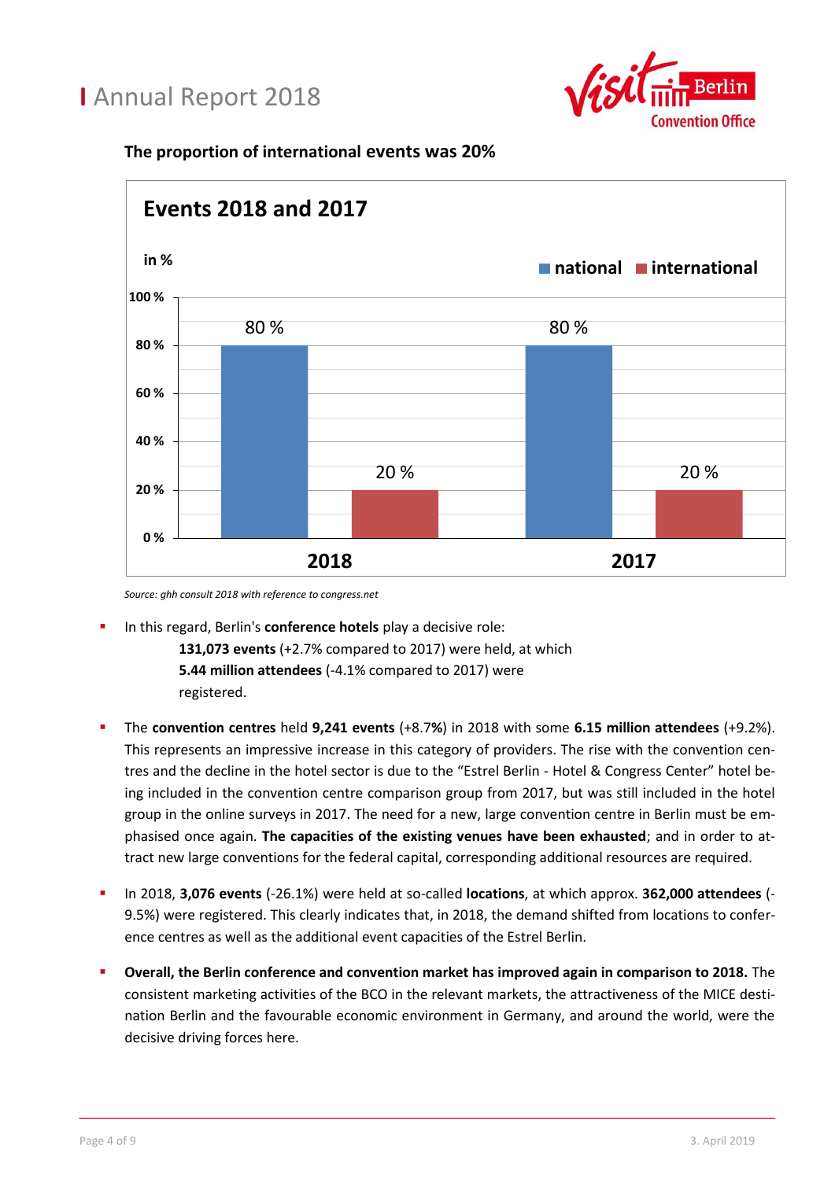### The proportion of international events was 20%

**Events 2018 and 2017**

in %

| | national | international |
|---|---|---|
| 2018 | 80 % | 20 % |
| 2017 | 80 % | 20 % |

*Source: ghh consult 2018 with reference to congress.net*

- In this regard, Berlin's **conference hotels** play a decisive role:
  **131,073 events** (+2.7% compared to 2017) were held, at which
  **5.44 million attendees** (-4.1% compared to 2017) were
  registered.

- The **convention centres** held **9,241 events** (+8.7**%**) in 2018 with some **6.15 million attendees** (+9.2%). This represents an impressive increase in this category of providers. The rise with the convention centres and the decline in the hotel sector is due to the "Estrel Berlin - Hotel & Congress Center" hotel being included in the convention centre comparison group from 2017, but was still included in the hotel group in the online surveys in 2017. The need for a new, large convention centre in Berlin must be emphasised once again. **The capacities of the existing venues have been exhausted**; and in order to attract new large conventions for the federal capital, corresponding additional resources are required.

- In 2018, **3,076 events** (-26.1%) were held at so-called **locations**, at which approx. **362,000 attendees** (-9.5%) were registered. This clearly indicates that, in 2018, the demand shifted from locations to conference centres as well as the additional event capacities of the Estrel Berlin.

- **Overall, the Berlin conference and convention market has improved again in comparison to 2018.** The consistent marketing activities of the BCO in the relevant markets, the attractiveness of the MICE destination Berlin and the favourable economic environment in Germany, and around the world, were the decisive driving forces here.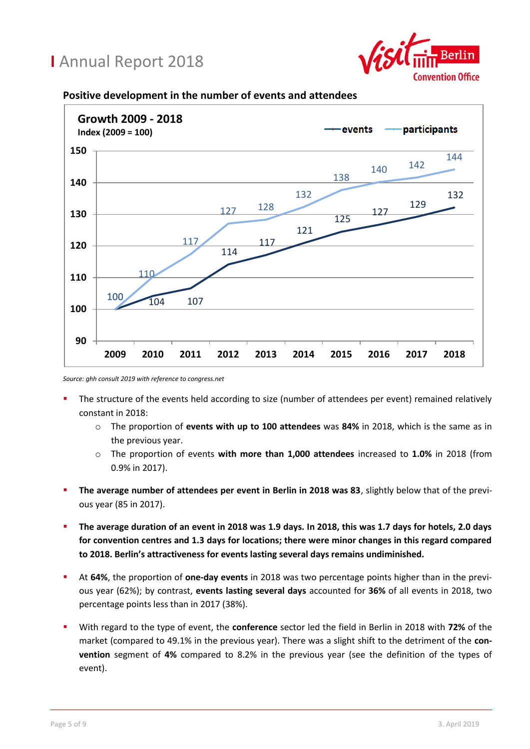## Positive development in the number of events and attendees

**Growth 2009 - 2018**
**Index (2009 = 100)**

| Year | events | participants |
|---|---|---|
| 2009 | 100 | 100 |
| 2010 | 104 | 110 |
| 2011 | 107 | 117 |
| 2012 | 114 | 127 |
| 2013 | 117 | 128 |
| 2014 | 121 | 132 |
| 2015 | 125 | 138 |
| 2016 | 127 | 140 |
| 2017 | 129 | 142 |
| 2018 | 132 | 144 |

*Source: ghh consult 2019 with reference to congress.net*

- The structure of the events held according to size (number of attendees per event) remained relatively constant in 2018:
  - The proportion of **events with up to 100 attendees** was **84%** in 2018, which is the same as in the previous year.
  - The proportion of events **with more than 1,000 attendees** increased to **1.0%** in 2018 (from 0.9% in 2017).
- **The average number of attendees per event in Berlin in 2018 was 83**, slightly below that of the previous year (85 in 2017).
- **The average duration of an event in 2018 was 1.9 days. In 2018, this was 1.7 days for hotels, 2.0 days for convention centres and 1.3 days for locations; there were minor changes in this regard compared to 2018. Berlin's attractiveness for events lasting several days remains undiminished.**
- At **64%**, the proportion of **one-day events** in 2018 was two percentage points higher than in the previous year (62%); by contrast, **events lasting several days** accounted for **36%** of all events in 2018, two percentage points less than in 2017 (38%).
- With regard to the type of event, the **conference** sector led the field in Berlin in 2018 with **72%** of the market (compared to 49.1% in the previous year). There was a slight shift to the detriment of the **convention** segment of **4%** compared to 8.2% in the previous year (see the definition of the types of event).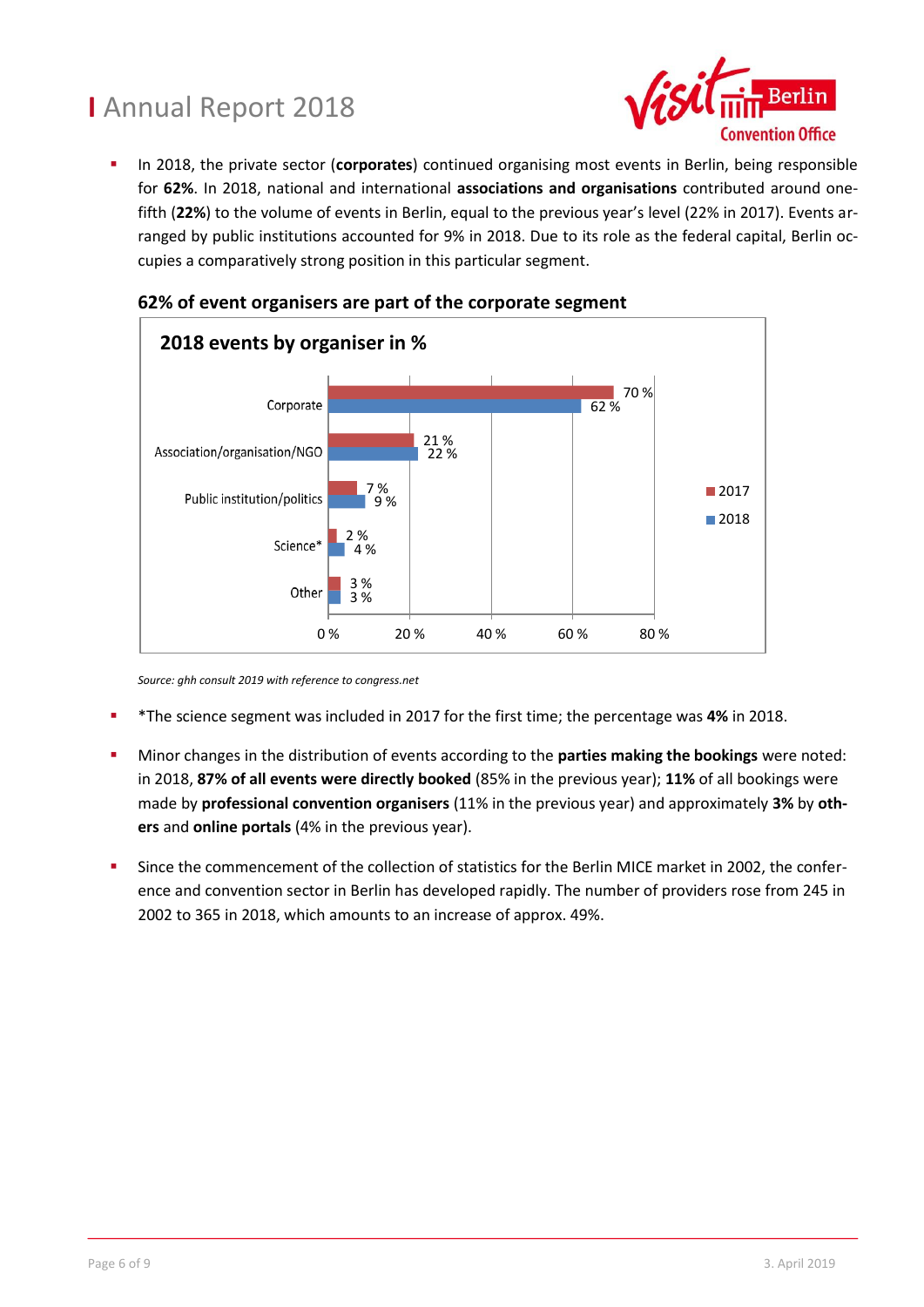- In 2018, the private sector (**corporates**) continued organising most events in Berlin, being responsible for **62%**. In 2018, national and international **associations and organisations** contributed around one-fifth (**22%**) to the volume of events in Berlin, equal to the previous year's level (22% in 2017). Events arranged by public institutions accounted for 9% in 2018. Due to its role as the federal capital, Berlin occupies a comparatively strong position in this particular segment.

**62% of event organisers are part of the corporate segment**

**2018 events by organiser in %**

| Organiser | 2017 | 2018 |
|---|---|---|
| Corporate | 70 % | 62 % |
| Association/organisation/NGO | 21 % | 22 % |
| Public institution/politics | 7 % | 9 % |
| Science* | 2 % | 4 % |
| Other | 3 % | 3 % |

*Source: ghh consult 2019 with reference to congress.net*

- *The science segment was included in 2017 for the first time; the percentage was **4%** in 2018.
- Minor changes in the distribution of events according to the **parties making the bookings** were noted: in 2018, **87% of all events were directly booked** (85% in the previous year); **11%** of all bookings were made by **professional convention organisers** (11% in the previous year) and approximately **3%** by **others** and **online portals** (4% in the previous year).
- Since the commencement of the collection of statistics for the Berlin MICE market in 2002, the conference and convention sector in Berlin has developed rapidly. The number of providers rose from 245 in 2002 to 365 in 2018, which amounts to an increase of approx. 49%.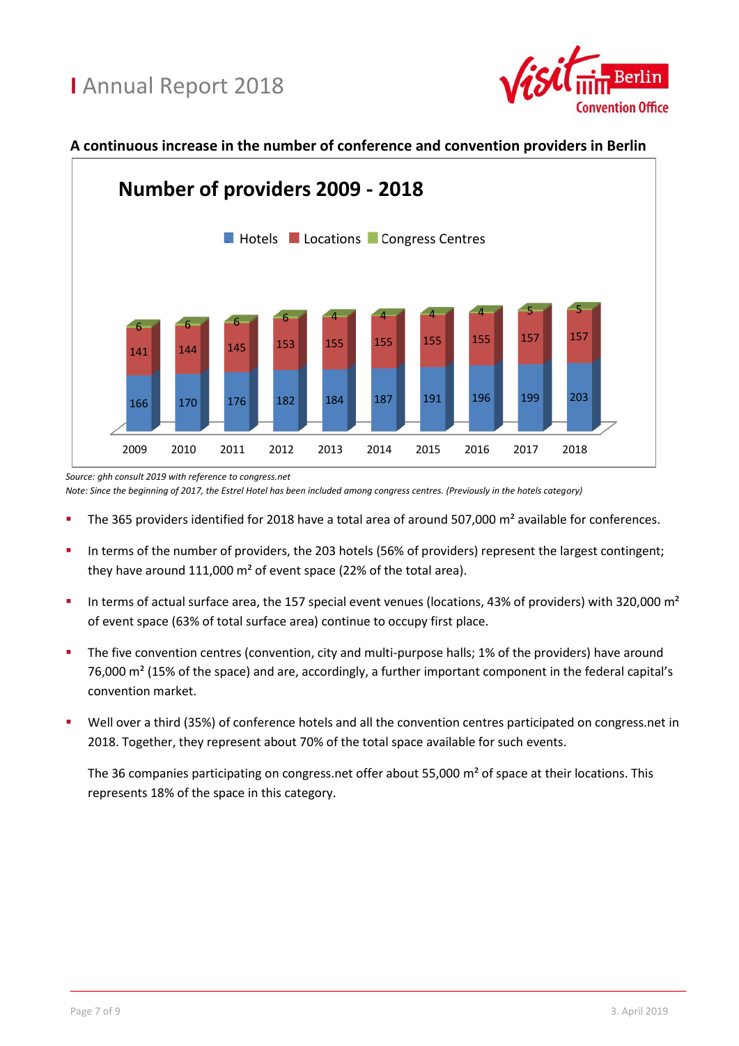## A continuous increase in the number of conference and convention providers in Berlin

**Number of providers 2009 - 2018**

| Year | Hotels | Locations | Congress Centres |
|---|---|---|---|
| 2009 | 166 | 141 | 6 |
| 2010 | 170 | 144 | 6 |
| 2011 | 176 | 145 | 6 |
| 2012 | 182 | 153 | 6 |
| 2013 | 184 | 155 | 4 |
| 2014 | 187 | 155 | 4 |
| 2015 | 191 | 155 | 4 |
| 2016 | 196 | 155 | 4 |
| 2017 | 199 | 157 | 5 |
| 2018 | 203 | 157 | 5 |

*Source: ghh consult 2019 with reference to congress.net*

*Note: Since the beginning of 2017, the Estrel Hotel has been included among congress centres. (Previously in the hotels category)*

- The 365 providers identified for 2018 have a total area of around 507,000 m² available for conferences.
- In terms of the number of providers, the 203 hotels (56% of providers) represent the largest contingent; they have around 111,000 m² of event space (22% of the total area).
- In terms of actual surface area, the 157 special event venues (locations, 43% of providers) with 320,000 m² of event space (63% of total surface area) continue to occupy first place.
- The five convention centres (convention, city and multi-purpose halls; 1% of the providers) have around 76,000 m² (15% of the space) and are, accordingly, a further important component in the federal capital's convention market.
- Well over a third (35%) of conference hotels and all the convention centres participated on congress.net in 2018. Together, they represent about 70% of the total space available for such events.

  The 36 companies participating on congress.net offer about 55,000 m² of space at their locations. This represents 18% of the space in this category.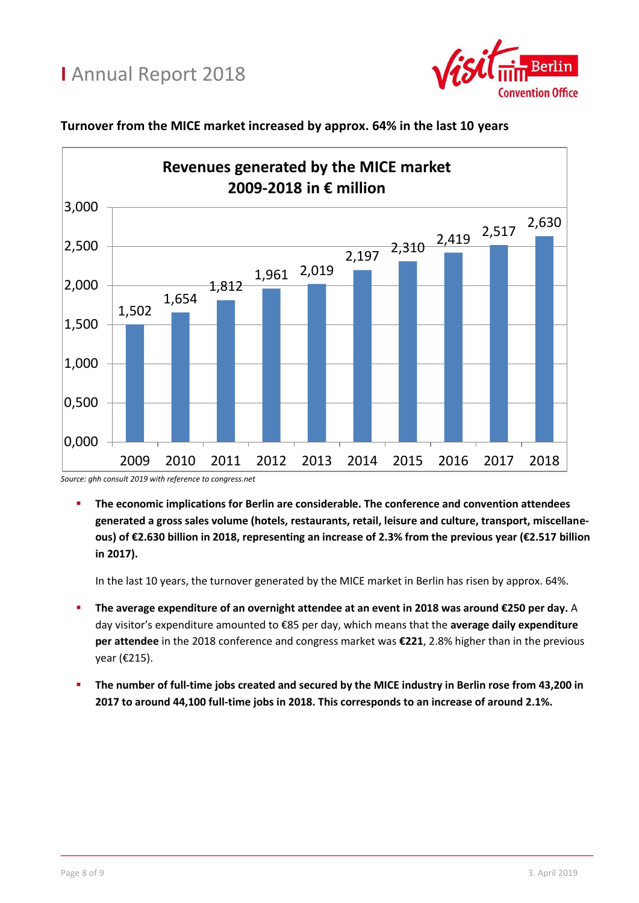## Turnover from the MICE market increased by approx. 64% in the last 10 years

**Revenues generated by the MICE market 2009-2018 in € million**

| Year | Revenue (€ million) |
|---|---|
| 2009 | 1,502 |
| 2010 | 1,654 |
| 2011 | 1,812 |
| 2012 | 1,961 |
| 2013 | 2,019 |
| 2014 | 2,197 |
| 2015 | 2,310 |
| 2016 | 2,419 |
| 2017 | 2,517 |
| 2018 | 2,630 |

*Source: ghh consult 2019 with reference to congress.net*

- **The economic implications for Berlin are considerable. The conference and convention attendees generated a gross sales volume (hotels, restaurants, retail, leisure and culture, transport, miscellaneous) of €2.630 billion in 2018, representing an increase of 2.3% from the previous year (€2.517 billion in 2017).**

  In the last 10 years, the turnover generated by the MICE market in Berlin has risen by approx. 64%.

- **The average expenditure of an overnight attendee at an event in 2018 was around €250 per day.** A day visitor's expenditure amounted to €85 per day, which means that the **average daily expenditure per attendee** in the 2018 conference and congress market was **€221**, 2.8% higher than in the previous year (€215).

- **The number of full-time jobs created and secured by the MICE industry in Berlin rose from 43,200 in 2017 to around 44,100 full-time jobs in 2018. This corresponds to an increase of around 2.1%.**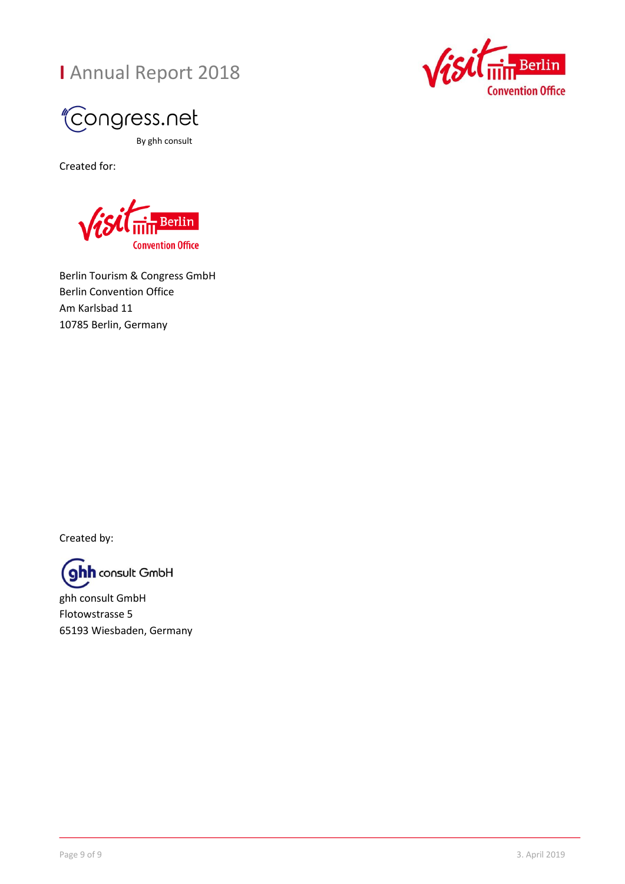# Annual Report 2018

congress.net

By ghh consult

Created for:

Berlin Tourism & Congress GmbH
Berlin Convention Office
Am Karlsbad 11
10785 Berlin, Germany

Created by:

ghh consult GmbH
Flotowstrasse 5
65193 Wiesbaden, Germany